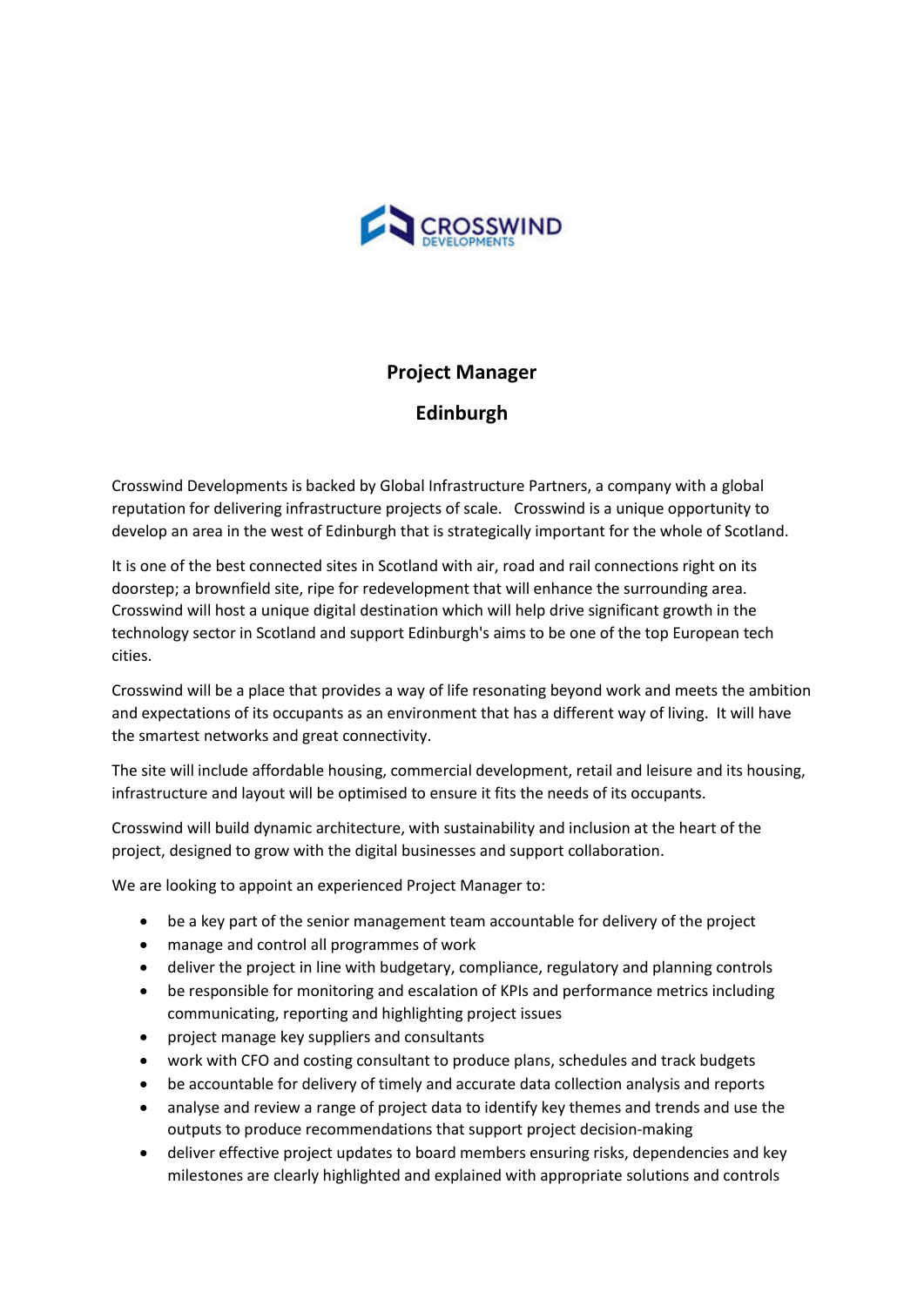# Project Manager

## Edinburgh

Crosswind Developments is backed by Global Infrastructure Partners, a company with a global reputation for delivering infrastructure projects of scale. Crosswind is a unique opportunity to develop an area in the west of Edinburgh that is strategically important for the whole of Scotland.

It is one of the best connected sites in Scotland with air, road and rail connections right on its doorstep; a brownfield site, ripe for redevelopment that will enhance the surrounding area. Crosswind will host a unique digital destination which will help drive significant growth in the technology sector in Scotland and support Edinburgh's aims to be one of the top European tech cities.

Crosswind will be a place that provides a way of life resonating beyond work and meets the ambition and expectations of its occupants as an environment that has a different way of living. It will have the smartest networks and great connectivity.

The site will include affordable housing, commercial development, retail and leisure and its housing, infrastructure and layout will be optimised to ensure it fits the needs of its occupants.

Crosswind will build dynamic architecture, with sustainability and inclusion at the heart of the project, designed to grow with the digital businesses and support collaboration.

We are looking to appoint an experienced Project Manager to:

- be a key part of the senior management team accountable for delivery of the project
- manage and control all programmes of work
- deliver the project in line with budgetary, compliance, regulatory and planning controls
- be responsible for monitoring and escalation of KPIs and performance metrics including communicating, reporting and highlighting project issues
- project manage key suppliers and consultants
- work with CFO and costing consultant to produce plans, schedules and track budgets
- be accountable for delivery of timely and accurate data collection analysis and reports
- analyse and review a range of project data to identify key themes and trends and use the outputs to produce recommendations that support project decision-making
- deliver effective project updates to board members ensuring risks, dependencies and key milestones are clearly highlighted and explained with appropriate solutions and controls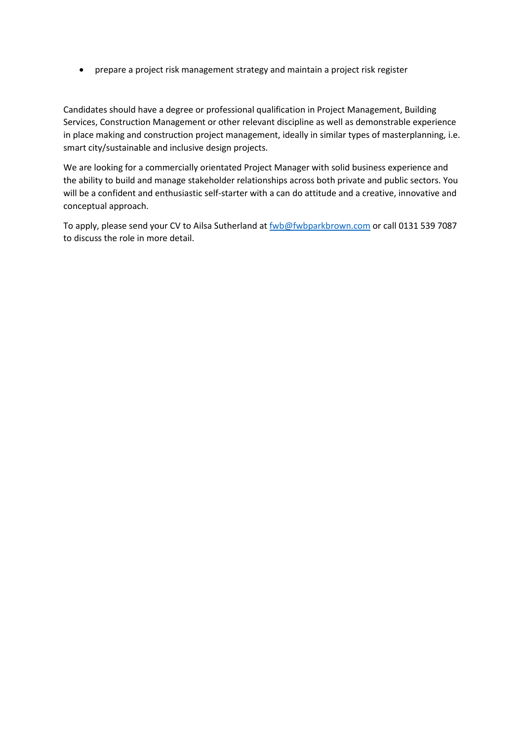- prepare a project risk management strategy and maintain a project risk register

Candidates should have a degree or professional qualification in Project Management, Building Services, Construction Management or other relevant discipline as well as demonstrable experience in place making and construction project management, ideally in similar types of masterplanning, i.e. smart city/sustainable and inclusive design projects.

We are looking for a commercially orientated Project Manager with solid business experience and the ability to build and manage stakeholder relationships across both private and public sectors. You will be a confident and enthusiastic self-starter with a can do attitude and a creative, innovative and conceptual approach.

To apply, please send your CV to Ailsa Sutherland at [fwb@fwbparkbrown.com](mailto:fwb@fwbparkbrown.com) or call 0131 539 7087 to discuss the role in more detail.